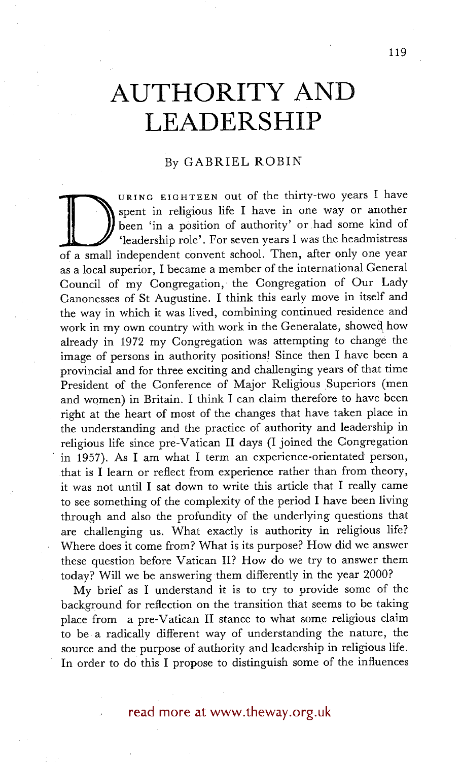# AUTHORITY AND LEADERSHIP

By GABRIEL ROBIN

During eighteen out of the thirty-two years I have spent in religious life I have in one way or another been 'in a position of authority' or had some kind of 'leadership role'. For seven years I was the headmistress of a small independent convent school. Then, after only one year as a local superior, I became a member of the international General Council of my Congregation, the Congregation of Our Lady Canonesses of St Augustine. I think this early move in itself and the way in which it was lived, combining continued residence and work in my own country with work in the Generalate, showed how already in 1972 my Congregation was attempting to change the image of persons in authority positions! Since then I have been a provincial and for three exciting and challenging years of that time President of the Conference of Major Religious Superiors (men and women) in Britain. I think I can claim therefore to have been right at the heart of most of the changes that have taken place in the understanding and the practice of authority and leadership in religious life since pre-Vatican II days (I joined the Congregation in 1957). As I am what I term an experience-orientated person, that is I learn or reflect from experience rather than from theory, it was not until I sat down to write this article that I really came to see something of the complexity of the period I have been living through and also the profundity of the underlying questions that are challenging us. What exactly is authority in religious life? Where does it come from? What is its purpose? How did we answer these question before Vatican II? How do we try to answer them today? Will we be answering them differently in the year 2000?

My brief as I understand it is to try to provide some of the background for reflection on the transition that seems to be taking place from a pre-Vatican II stance to what some religious claim to be a radically different way of understanding the nature, the source and the purpose of authority and leadership in religious life. In order to do this I propose to distinguish some of the influences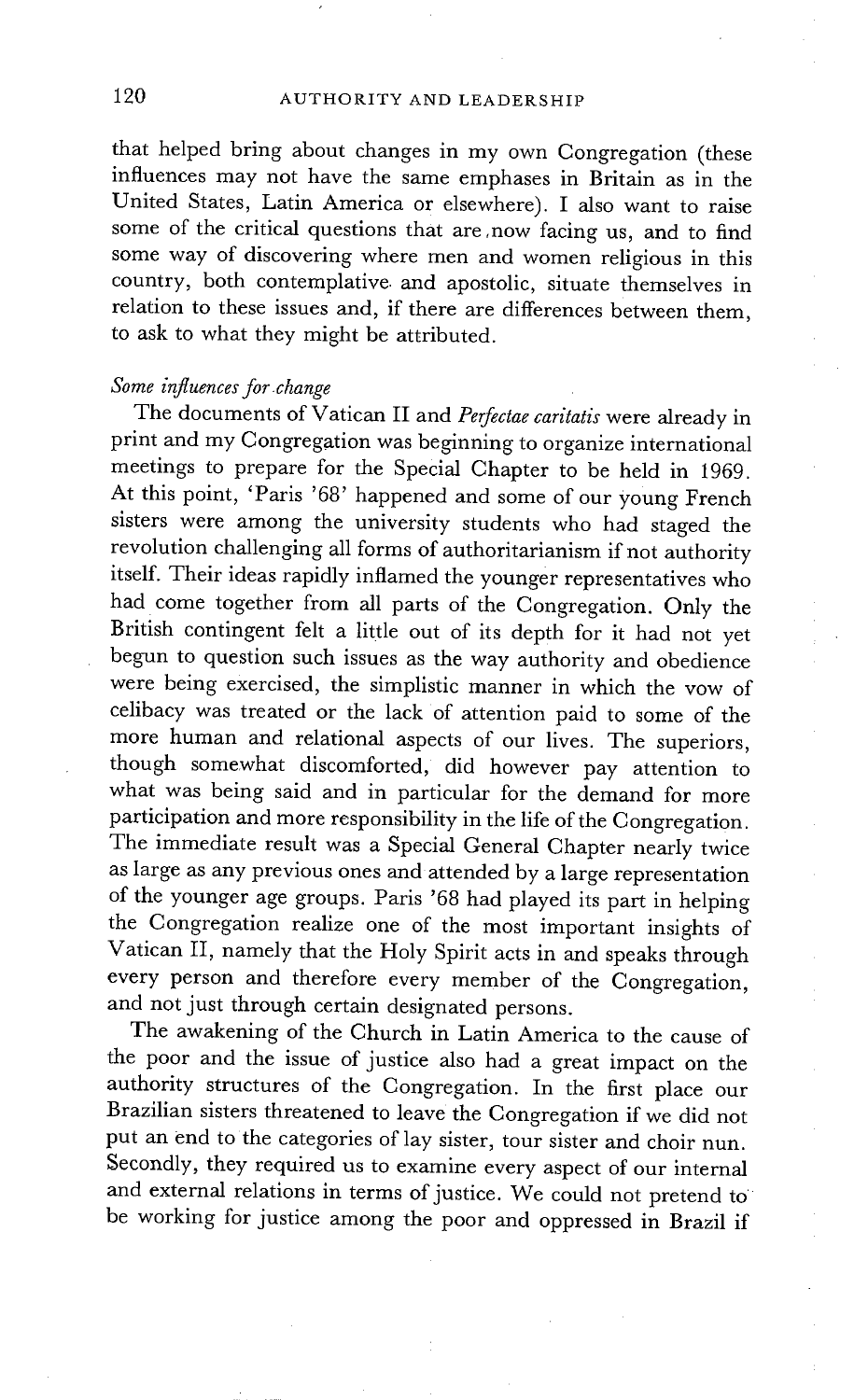that helped bring about changes in my own Congregation (these influences may not have the same emphases in Britain as in the United States, Latin America or elsewhere). I also want to raise some of the critical questions that are now facing us, and to find some way of discovering where men and women religious in this country, both contemplative and apostolic, situate themselves in relation to these issues and, if there are differences between them, to ask to what they might be attributed.

### *Some influences for change*

The documents of Vatican II and *Perfectae caritatis* were already in print and my Congregation was beginning to organize international meetings to prepare for the Special Chapter to be held in 1969. At this point, 'Paris '68' happened and some of our young French sisters were among the university students who had staged the revolution challenging all forms of authoritarianism if not authority itself. Their ideas rapidly inflamed the younger representatives who had come together from all parts of the Congregation. Only the British contingent felt a little out of its depth for it had not yet begun to question such issues as the way authority and obedience were being exercised, the simplistic manner in which the vow of celibacy was treated or the lack of attention paid to some of the more human and relational aspects of our lives. The superiors, though somewhat discomforted, did however pay attention to what was being said and in particular for the demand for more participation and more responsibility in the life of the Congregation. The immediate result was a Special General Chapter nearly twice as large as any previous ones and attended by a large representation of the younger age groups. Paris '68 had played its part in helping the Congregation realize one of the most important insights of Vatican II, namely that the Holy Spirit acts in and speaks through every person and therefore every member of the Congregation, and not just through certain designated persons.

The awakening of the Church in Latin America to the cause of the poor and the issue of justice also had a great impact on the authority structures of the Congregation. In the first place our Brazilian sisters threatened to leave the Congregation if we did not put an end to the categories of lay sister, tour sister and choir nun. Secondly, they required us to examine every aspect of our internal and external relations in terms of justice. We could not pretend to be working for justice among the poor and oppressed in Brazil if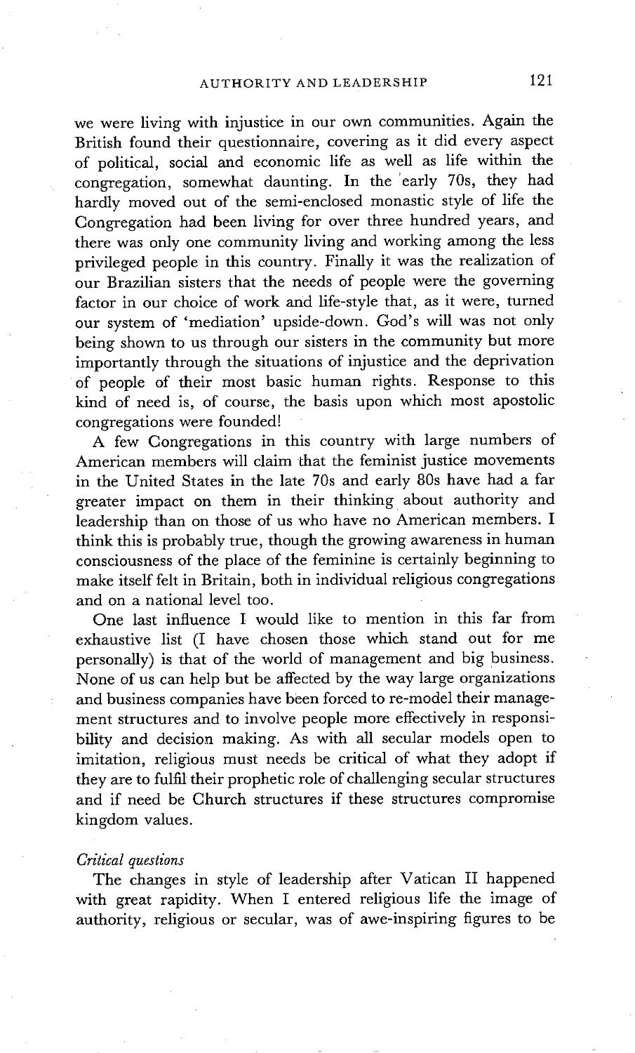we were living with injustice in our own communities. Again the British found their questionnaire, covering as it did every aspect of political, social and economic life as well as life within the congregation, somewhat daunting. In the early 70s, they had hardly moved out of the semi-enclosed monastic style of life the Congregation had been living for over three hundred years, and there was only one community living and working among the less privileged people in this country. Finally it was the realization of our Brazilian sisters that the needs of people were the governing factor in our choice of work and life-style that, as it were, turned our system of 'mediation' upside-down. God's will was not only being shown to us through our sisters in the community but more importantly through the situations of injustice and the deprivation of people of their most basic human rights. Response to this kind of need is, of course, the basis upon which most apostolic congregations were founded!

A few Congregations in this country with large numbers of American members will claim that the feminist justice movements in the United States in the late 70s and early 80s have had a far greater impact on them in their thinking about authority and leadership than on those of us who have no American members. I think this is probably true, though the growing awareness in human consciousness of the place of the feminine is certainly beginning to make itself felt in Britain, both in individual religious congregations and on a national level too.

One last influence I would like to mention in this far from exhaustive list (I have chosen those which stand out for me personally) is that of the world of management and big business. None of us can help but be affected by the way large organizations and business companies have been forced to re-model their management structures and to involve people more effectively in responsibility and decision making. As with all secular models open to imitation, religious must needs be critical of what they adopt if they are to fulfil their prophetic role of challenging secular structures and if need be Church structures if these structures compromise kingdom values.

*Critical questions*

The changes in style of leadership after Vatican II happened with great rapidity. When I entered religious life the image of authority, religious or secular, was of awe-inspiring figures to be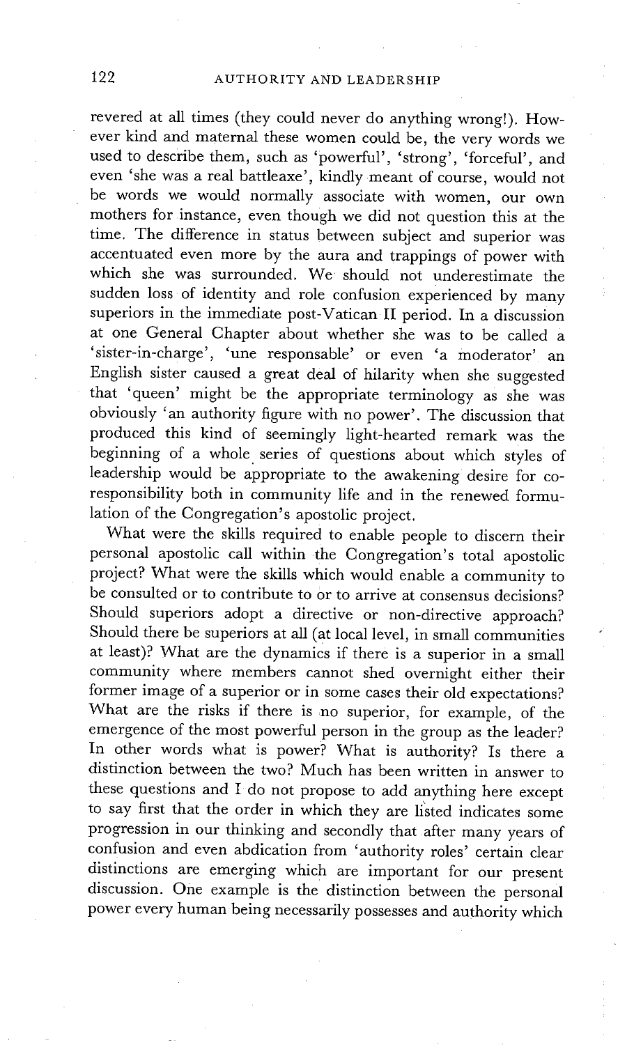revered at all times (they could never do anything wrong!). However kind and maternal these women could be, the very words we used to describe them, such as 'powerful', 'strong', 'forceful', and even 'she was a real battleaxe', kindly meant of course, would not be words we would normally associate with women, our own mothers for instance, even though we did not question this at the time. The difference in status between subject and superior was accentuated even more by the aura and trappings of power with which she was surrounded. We should not underestimate the sudden loss of identity and role confusion experienced by many superiors in the immediate post-Vatican II period. In a discussion at one General Chapter about whether she was to be called a 'sister-in-charge', 'une responsable' or even 'a moderator' an English sister caused a great deal of hilarity when she suggested that 'queen' might be the appropriate terminology as she was obviously 'an authority figure with no power'. The discussion that produced this kind of seemingly light-hearted remark was the beginning of a whole series of questions about which styles of leadership would be appropriate to the awakening desire for co-responsibility both in community life and in the renewed formulation of the Congregation's apostolic project.

What were the skills required to enable people to discern their personal apostolic call within the Congregation's total apostolic project? What were the skills which would enable a community to be consulted or to contribute to or to arrive at consensus decisions? Should superiors adopt a directive or non-directive approach? Should there be superiors at all (at local level, in small communities at least)? What are the dynamics if there is a superior in a small community where members cannot shed overnight either their former image of a superior or in some cases their old expectations? What are the risks if there is no superior, for example, of the emergence of the most powerful person in the group as the leader? In other words what is power? What is authority? Is there a distinction between the two? Much has been written in answer to these questions and I do not propose to add anything here except to say first that the order in which they are listed indicates some progression in our thinking and secondly that after many years of confusion and even abdication from 'authority roles' certain clear distinctions are emerging which are important for our present discussion. One example is the distinction between the personal power every human being necessarily possesses and authority which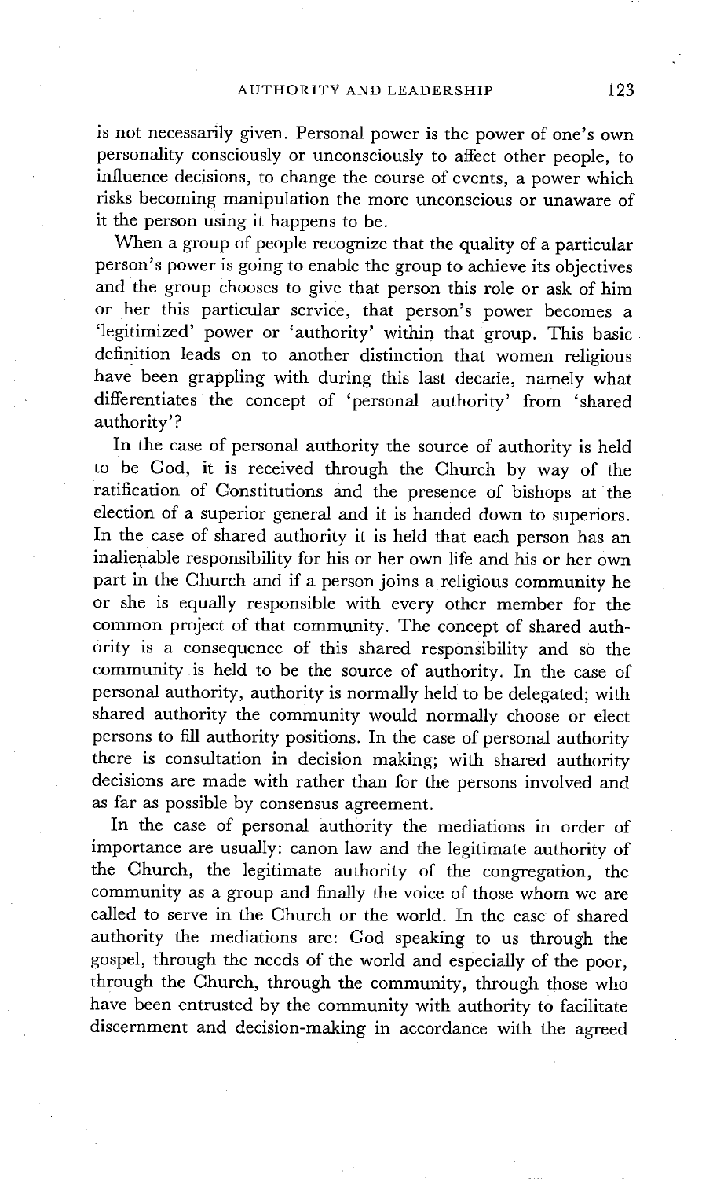is not necessarily given. Personal power is the power of one's own personality consciously or unconsciously to affect other people, to influence decisions, to change the course of events, a power which risks becoming manipulation the more unconscious or unaware of it the person using it happens to be.

When a group of people recognize that the quality of a particular person's power is going to enable the group to achieve its objectives and the group chooses to give that person this role or ask of him or her this particular service, that person's power becomes a 'legitimized' power or 'authority' within that group. This basic definition leads on to another distinction that women religious have been grappling with during this last decade, namely what differentiates the concept of 'personal authority' from 'shared authority'?

In the case of personal authority the source of authority is held to be God, it is received through the Church by way of the ratification of Constitutions and the presence of bishops at the election of a superior general and it is handed down to superiors. In the case of shared authority it is held that each person has an inalienable responsibility for his or her own life and his or her own part in the Church and if a person joins a religious community he or she is equally responsible with every other member for the common project of that community. The concept of shared authority is a consequence of this shared responsibility and so the community is held to be the source of authority. In the case of personal authority, authority is normally held to be delegated; with shared authority the community would normally choose or elect persons to fill authority positions. In the case of personal authority there is consultation in decision making; with shared authority decisions are made with rather than for the persons involved and as far as possible by consensus agreement.

In the case of personal authority the mediations in order of importance are usually: canon law and the legitimate authority of the Church, the legitimate authority of the congregation, the community as a group and finally the voice of those whom we are called to serve in the Church or the world. In the case of shared authority the mediations are: God speaking to us through the gospel, through the needs of the world and especially of the poor, through the Church, through the community, through those who have been entrusted by the community with authority to facilitate discernment and decision-making in accordance with the agreed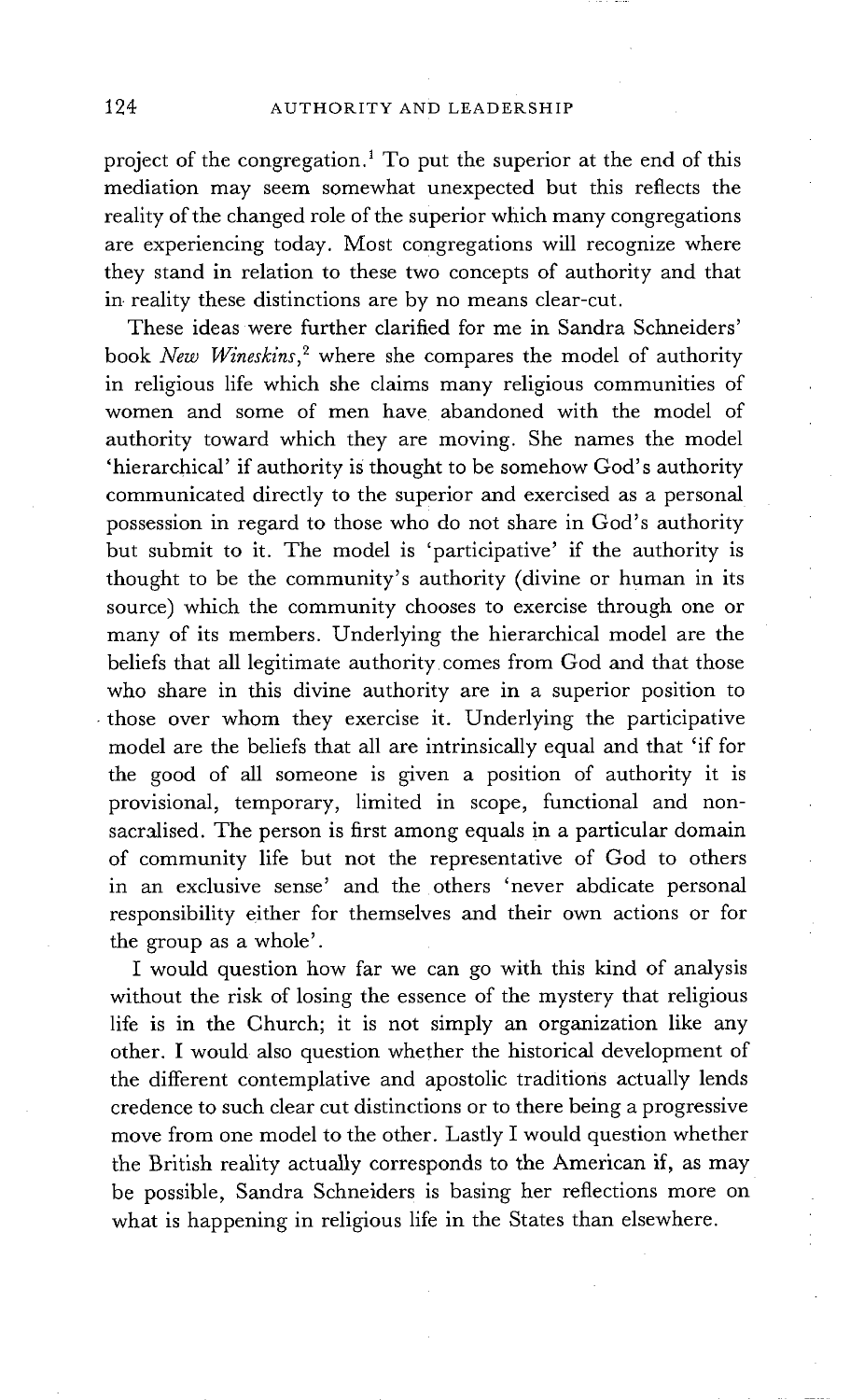project of the congregation.[1] To put the superior at the end of this mediation may seem somewhat unexpected but this reflects the reality of the changed role of the superior which many congregations are experiencing today. Most congregations will recognize where they stand in relation to these two concepts of authority and that in reality these distinctions are by no means clear-cut.

These ideas were further clarified for me in Sandra Schneiders' book *New Wineskins*,[2] where she compares the model of authority in religious life which she claims many religious communities of women and some of men have abandoned with the model of authority toward which they are moving. She names the model 'hierarchical' if authority is thought to be somehow God's authority communicated directly to the superior and exercised as a personal possession in regard to those who do not share in God's authority but submit to it. The model is 'participative' if the authority is thought to be the community's authority (divine or human in its source) which the community chooses to exercise through one or many of its members. Underlying the hierarchical model are the beliefs that all legitimate authority comes from God and that those who share in this divine authority are in a superior position to those over whom they exercise it. Underlying the participative model are the beliefs that all are intrinsically equal and that 'if for the good of all someone is given a position of authority it is provisional, temporary, limited in scope, functional and non-sacralised. The person is first among equals in a particular domain of community life but not the representative of God to others in an exclusive sense' and the others 'never abdicate personal responsibility either for themselves and their own actions or for the group as a whole'.

I would question how far we can go with this kind of analysis without the risk of losing the essence of the mystery that religious life is in the Church; it is not simply an organization like any other. I would also question whether the historical development of the different contemplative and apostolic traditions actually lends credence to such clear cut distinctions or to there being a progressive move from one model to the other. Lastly I would question whether the British reality actually corresponds to the American if, as may be possible, Sandra Schneiders is basing her reflections more on what is happening in religious life in the States than elsewhere.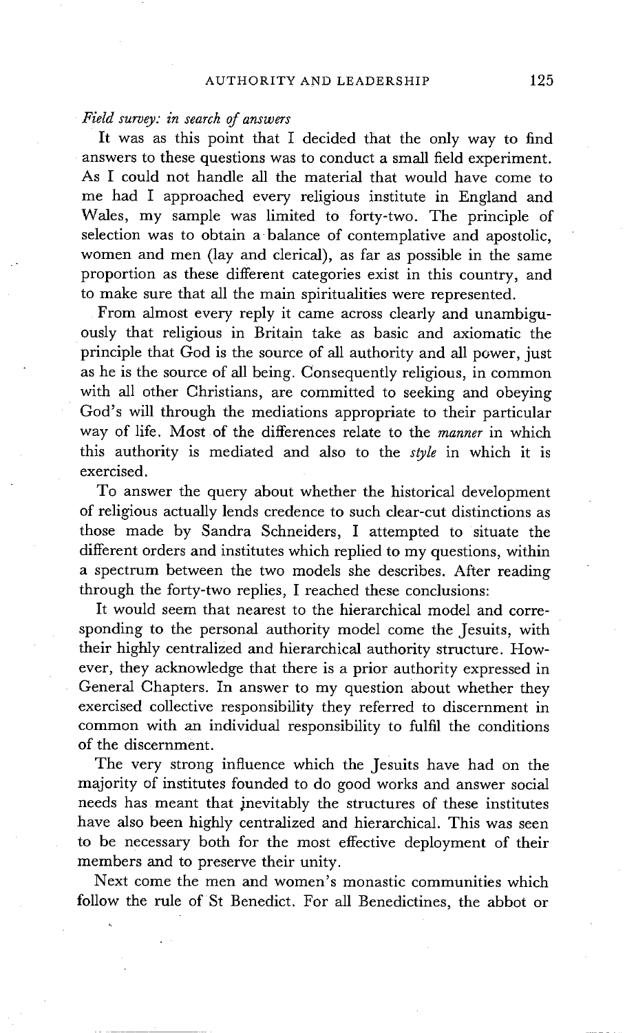*Field survey: in search of answers*

It was as this point that I decided that the only way to find answers to these questions was to conduct a small field experiment. As I could not handle all the material that would have come to me had I approached every religious institute in England and Wales, my sample was limited to forty-two. The principle of selection was to obtain a balance of contemplative and apostolic, women and men (lay and clerical), as far as possible in the same proportion as these different categories exist in this country, and to make sure that all the main spiritualities were represented.

From almost every reply it came across clearly and unambiguously that religious in Britain take as basic and axiomatic the principle that God is the source of all authority and all power, just as he is the source of all being. Consequently religious, in common with all other Christians, are committed to seeking and obeying God's will through the mediations appropriate to their particular way of life. Most of the differences relate to the *manner* in which this authority is mediated and also to the *style* in which it is exercised.

To answer the query about whether the historical development of religious actually lends credence to such clear-cut distinctions as those made by Sandra Schneiders, I attempted to situate the different orders and institutes which replied to my questions, within a spectrum between the two models she describes. After reading through the forty-two replies, I reached these conclusions:

It would seem that nearest to the hierarchical model and corresponding to the personal authority model come the Jesuits, with their highly centralized and hierarchical authority structure. However, they acknowledge that there is a prior authority expressed in General Chapters. In answer to my question about whether they exercised collective responsibility they referred to discernment in common with an individual responsibility to fulfil the conditions of the discernment.

The very strong influence which the Jesuits have had on the majority of institutes founded to do good works and answer social needs has meant that inevitably the structures of these institutes have also been highly centralized and hierarchical. This was seen to be necessary both for the most effective deployment of their members and to preserve their unity.

Next come the men and women's monastic communities which follow the rule of St Benedict. For all Benedictines, the abbot or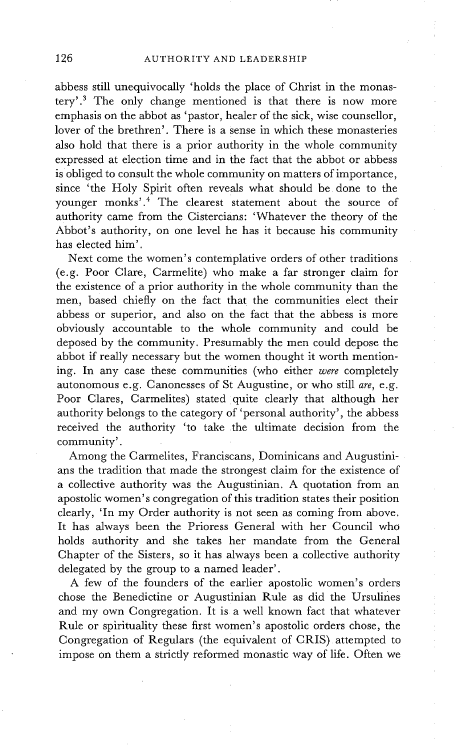abbess still unequivocally 'holds the place of Christ in the monastery'.[3] The only change mentioned is that there is now more emphasis on the abbot as 'pastor, healer of the sick, wise counsellor, lover of the brethren'. There is a sense in which these monasteries also hold that there is a prior authority in the whole community expressed at election time and in the fact that the abbot or abbess is obliged to consult the whole community on matters of importance, since 'the Holy Spirit often reveals what should be done to the younger monks'.[4] The clearest statement about the source of authority came from the Cistercians: 'Whatever the theory of the Abbot's authority, on one level he has it because his community has elected him'.

Next come the women's contemplative orders of other traditions (e.g. Poor Clare, Carmelite) who make a far stronger claim for the existence of a prior authority in the whole community than the men, based chiefly on the fact that the communities elect their abbess or superior, and also on the fact that the abbess is more obviously accountable to the whole community and could be deposed by the community. Presumably the men could depose the abbot if really necessary but the women thought it worth mentioning. In any case these communities (who either *were* completely autonomous e.g. Canonesses of St Augustine, or who still *are*, e.g. Poor Clares, Carmelites) stated quite clearly that although her authority belongs to the category of 'personal authority', the abbess received the authority 'to take the ultimate decision from the community'.

Among the Carmelites, Franciscans, Dominicans and Augustinians the tradition that made the strongest claim for the existence of a collective authority was the Augustinian. A quotation from an apostolic women's congregation of this tradition states their position clearly, 'In my Order authority is not seen as coming from above. It has always been the Prioress General with her Council who holds authority and she takes her mandate from the General Chapter of the Sisters, so it has always been a collective authority delegated by the group to a named leader'.

A few of the founders of the earlier apostolic women's orders chose the Benedictine or Augustinian Rule as did the Ursulines and my own Congregation. It is a well known fact that whatever Rule or spirituality these first women's apostolic orders chose, the Congregation of Regulars (the equivalent of CRIS) attempted to impose on them a strictly reformed monastic way of life. Often we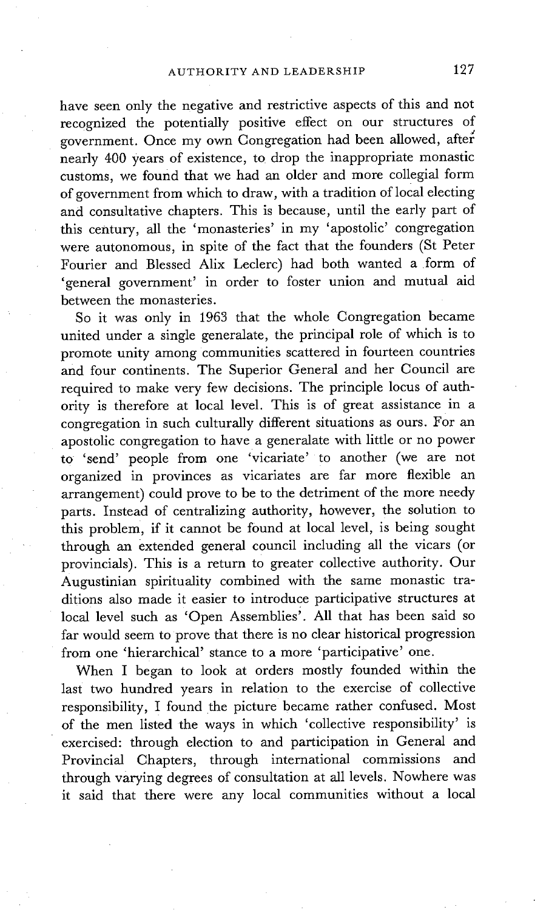have seen only the negative and restrictive aspects of this and not recognized the potentially positive effect on our structures of government. Once my own Congregation had been allowed, after nearly 400 years of existence, to drop the inappropriate monastic customs, we found that we had an older and more collegial form of government from which to draw, with a tradition of local electing and consultative chapters. This is because, until the early part of this century, all the 'monasteries' in my 'apostolic' congregation were autonomous, in spite of the fact that the founders (St Peter Fourier and Blessed Alix Leclerc) had both wanted a form of 'general government' in order to foster union and mutual aid between the monasteries.

So it was only in 1963 that the whole Congregation became united under a single generalate, the principal role of which is to promote unity among communities scattered in fourteen countries and four continents. The Superior General and her Council are required to make very few decisions. The principle locus of authority is therefore at local level. This is of great assistance in a congregation in such culturally different situations as ours. For an apostolic congregation to have a generalate with little or no power to 'send' people from one 'vicariate' to another (we are not organized in provinces as vicariates are far more flexible an arrangement) could prove to be to the detriment of the more needy parts. Instead of centralizing authority, however, the solution to this problem, if it cannot be found at local level, is being sought through an extended general council including all the vicars (or provincials). This is a return to greater collective authority. Our Augustinian spirituality combined with the same monastic traditions also made it easier to introduce participative structures at local level such as 'Open Assemblies'. All that has been said so far would seem to prove that there is no clear historical progression from one 'hierarchical' stance to a more 'participative' one.

When I began to look at orders mostly founded within the last two hundred years in relation to the exercise of collective responsibility, I found the picture became rather confused. Most of the men listed the ways in which 'collective responsibility' is exercised: through election to and participation in General and Provincial Chapters, through international commissions and through varying degrees of consultation at all levels. Nowhere was it said that there were any local communities without a local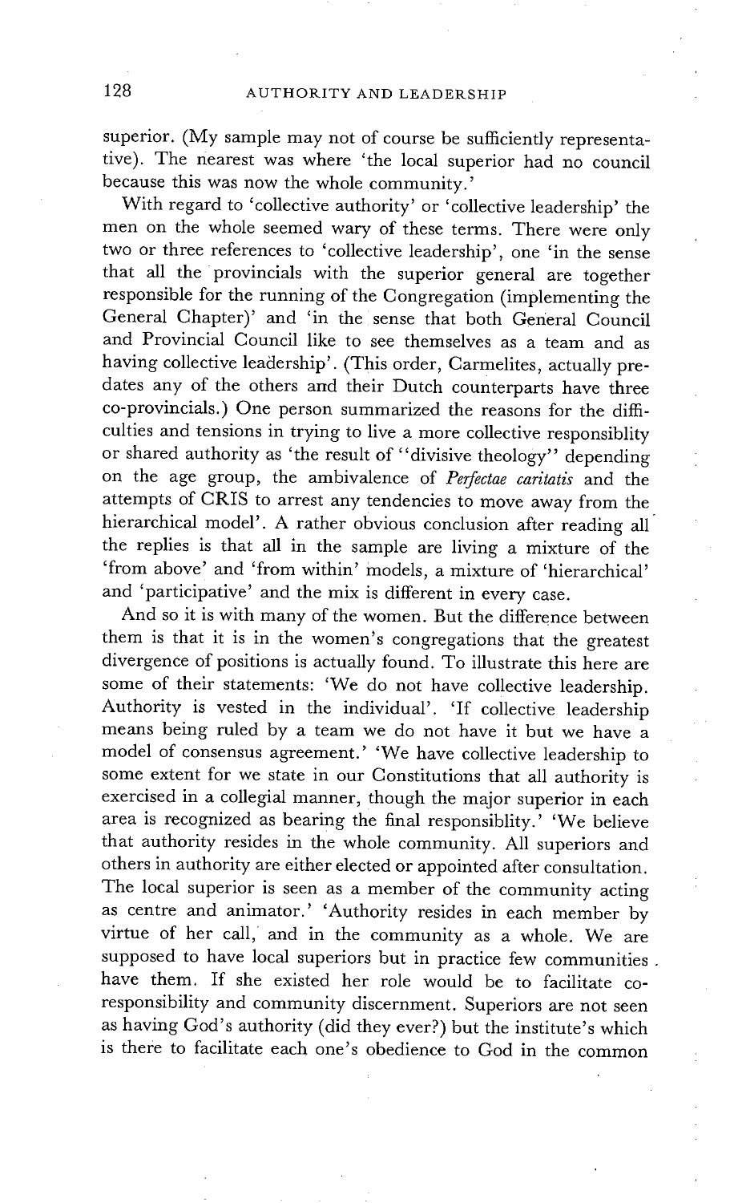superior. (My sample may not of course be sufficiently representative). The nearest was where 'the local superior had no council because this was now the whole community.'

With regard to 'collective authority' or 'collective leadership' the men on the whole seemed wary of these terms. There were only two or three references to 'collective leadership', one 'in the sense that all the provincials with the superior general are together responsible for the running of the Congregation (implementing the General Chapter)' and 'in the sense that both General Council and Provincial Council like to see themselves as a team and as having collective leadership'. (This order, Carmelites, actually predates any of the others and their Dutch counterparts have three co-provincials.) One person summarized the reasons for the difficulties and tensions in trying to live a more collective responsiblity or shared authority as 'the result of "divisive theology" depending on the age group, the ambivalence of *Perfectae caritatis* and the attempts of CRIS to arrest any tendencies to move away from the hierarchical model'. A rather obvious conclusion after reading all the replies is that all in the sample are living a mixture of the 'from above' and 'from within' models, a mixture of 'hierarchical' and 'participative' and the mix is different in every case.

And so it is with many of the women. But the difference between them is that it is in the women's congregations that the greatest divergence of positions is actually found. To illustrate this here are some of their statements: 'We do not have collective leadership. Authority is vested in the individual'. 'If collective leadership means being ruled by a team we do not have it but we have a model of consensus agreement.' 'We have collective leadership to some extent for we state in our Constitutions that all authority is exercised in a collegial manner, though the major superior in each area is recognized as bearing the final responsiblity.' 'We believe that authority resides in the whole community. All superiors and others in authority are either elected or appointed after consultation. The local superior is seen as a member of the community acting as centre and animator.' 'Authority resides in each member by virtue of her call, and in the community as a whole. We are supposed to have local superiors but in practice few communities have them. If she existed her role would be to facilitate co-responsibility and community discernment. Superiors are not seen as having God's authority (did they ever?) but the institute's which is there to facilitate each one's obedience to God in the common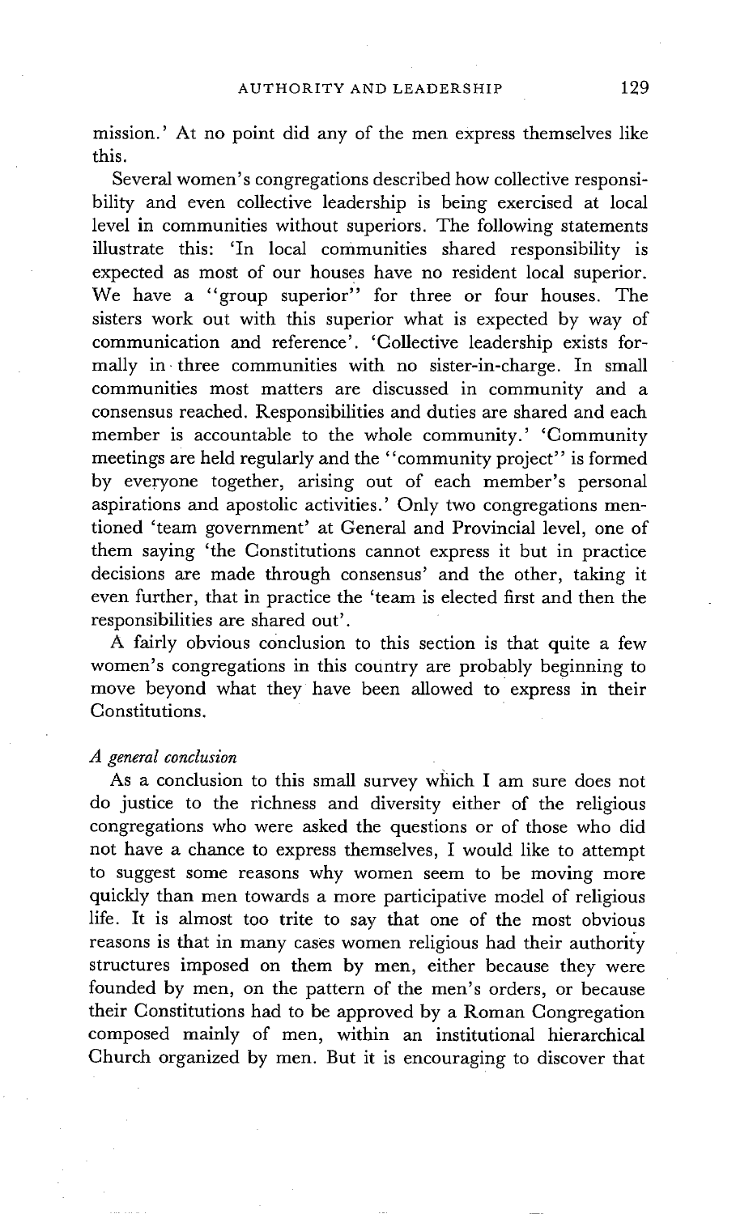mission.' At no point did any of the men express themselves like this.

Several women's congregations described how collective responsibility and even collective leadership is being exercised at local level in communities without superiors. The following statements illustrate this: 'In local communities shared responsibility is expected as most of our houses have no resident local superior. We have a "group superior" for three or four houses. The sisters work out with this superior what is expected by way of communication and reference'. 'Collective leadership exists formally in three communities with no sister-in-charge. In small communities most matters are discussed in community and a consensus reached. Responsibilities and duties are shared and each member is accountable to the whole community.' 'Community meetings are held regularly and the "community project" is formed by everyone together, arising out of each member's personal aspirations and apostolic activities.' Only two congregations mentioned 'team government' at General and Provincial level, one of them saying 'the Constitutions cannot express it but in practice decisions are made through consensus' and the other, taking it even further, that in practice the 'team is elected first and then the responsibilities are shared out'.

A fairly obvious conclusion to this section is that quite a few women's congregations in this country are probably beginning to move beyond what they have been allowed to express in their Constitutions.

### *A general conclusion*

As a conclusion to this small survey which I am sure does not do justice to the richness and diversity either of the religious congregations who were asked the questions or of those who did not have a chance to express themselves, I would like to attempt to suggest some reasons why women seem to be moving more quickly than men towards a more participative model of religious life. It is almost too trite to say that one of the most obvious reasons is that in many cases women religious had their authority structures imposed on them by men, either because they were founded by men, on the pattern of the men's orders, or because their Constitutions had to be approved by a Roman Congregation composed mainly of men, within an institutional hierarchical Church organized by men. But it is encouraging to discover that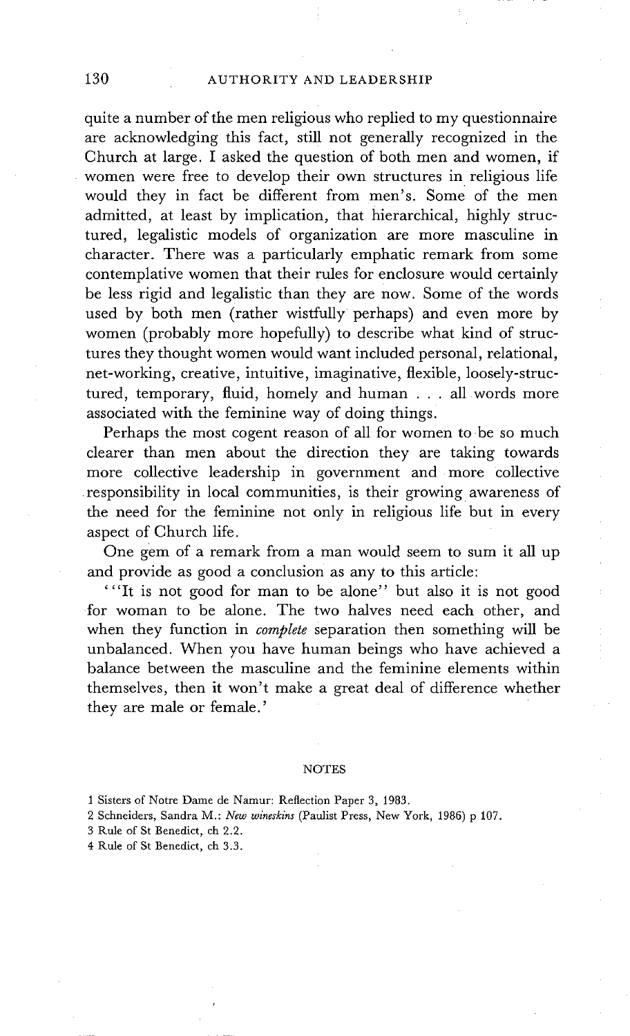quite a number of the men religious who replied to my questionnaire are acknowledging this fact, still not generally recognized in the Church at large. I asked the question of both men and women, if women were free to develop their own structures in religious life would they in fact be different from men's. Some of the men admitted, at least by implication, that hierarchical, highly structured, legalistic models of organization are more masculine in character. There was a particularly emphatic remark from some contemplative women that their rules for enclosure would certainly be less rigid and legalistic than they are now. Some of the words used by both men (rather wistfully perhaps) and even more by women (probably more hopefully) to describe what kind of structures they thought women would want included personal, relational, net-working, creative, intuitive, imaginative, flexible, loosely-structured, temporary, fluid, homely and human . . . all words more associated with the feminine way of doing things.

Perhaps the most cogent reason of all for women to be so much clearer than men about the direction they are taking towards more collective leadership in government and more collective responsibility in local communities, is their growing awareness of the need for the feminine not only in religious life but in every aspect of Church life.

One gem of a remark from a man would seem to sum it all up and provide as good a conclusion as any to this article:

'"It is not good for man to be alone" but also it is not good for woman to be alone. The two halves need each other, and when they function in *complete* separation then something will be unbalanced. When you have human beings who have achieved a balance between the masculine and the feminine elements within themselves, then it won't make a great deal of difference whether they are male or female.'

## NOTES

1 Sisters of Notre Dame de Namur: Reflection Paper 3, 1983.

2 Schneiders, Sandra M.: *New wineskins* (Paulist Press, New York, 1986) p 107.

3 Rule of St Benedict, ch 2.2.

4 Rule of St Benedict, ch 3.3.